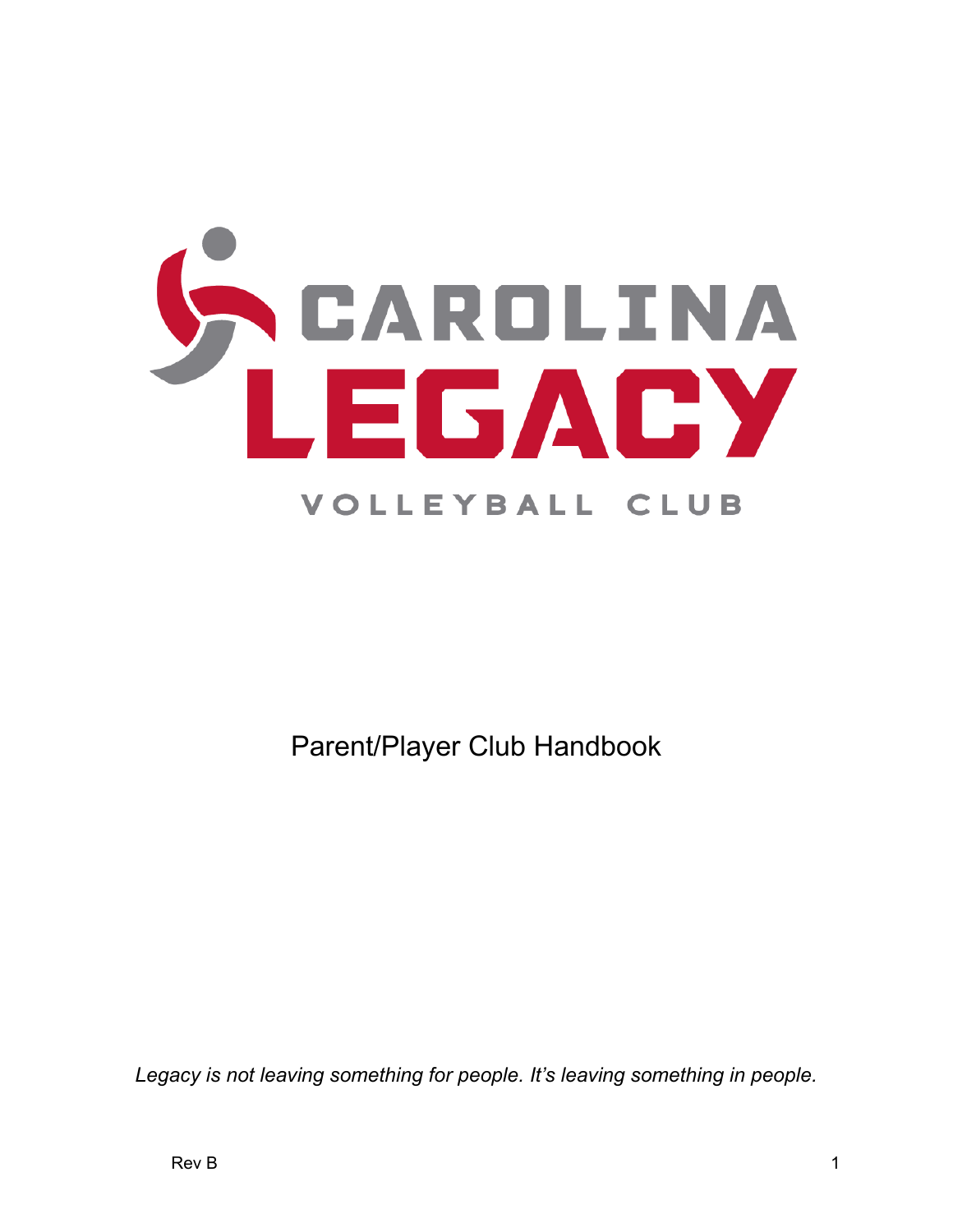# CAROLINA LEGACY

## VOLLEYBALL CLUB

Parent/Player Club Handbook

*Legacy is not leaving something for people. It's leaving something in people.*

Rev B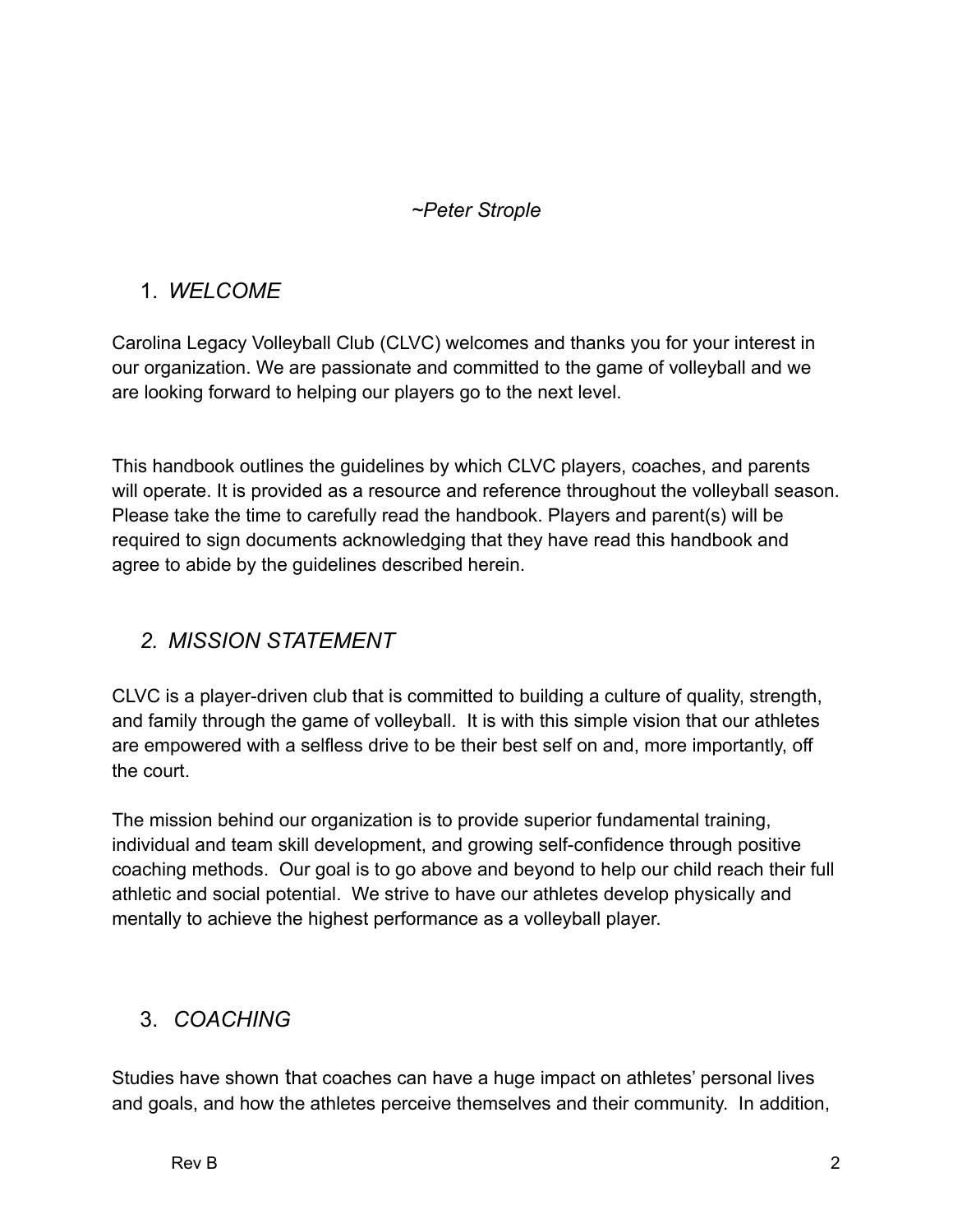*~Peter Strople*

## 1. *WELCOME*

Carolina Legacy Volleyball Club (CLVC) welcomes and thanks you for your interest in our organization. We are passionate and committed to the game of volleyball and we are looking forward to helping our players go to the next level.

This handbook outlines the guidelines by which CLVC players, coaches, and parents will operate. It is provided as a resource and reference throughout the volleyball season. Please take the time to carefully read the handbook. Players and parent(s) will be required to sign documents acknowledging that they have read this handbook and agree to abide by the guidelines described herein.

## *2. MISSION STATEMENT*

CLVC is a player-driven club that is committed to building a culture of quality, strength, and family through the game of volleyball. It is with this simple vision that our athletes are empowered with a selfless drive to be their best self on and, more importantly, off the court.

The mission behind our organization is to provide superior fundamental training, individual and team skill development, and growing self-confidence through positive coaching methods. Our goal is to go above and beyond to help our child reach their full athletic and social potential. We strive to have our athletes develop physically and mentally to achieve the highest performance as a volleyball player.

## 3. *COACHING*

Studies have shown that coaches can have a huge impact on athletes' personal lives and goals, and how the athletes perceive themselves and their community. In addition,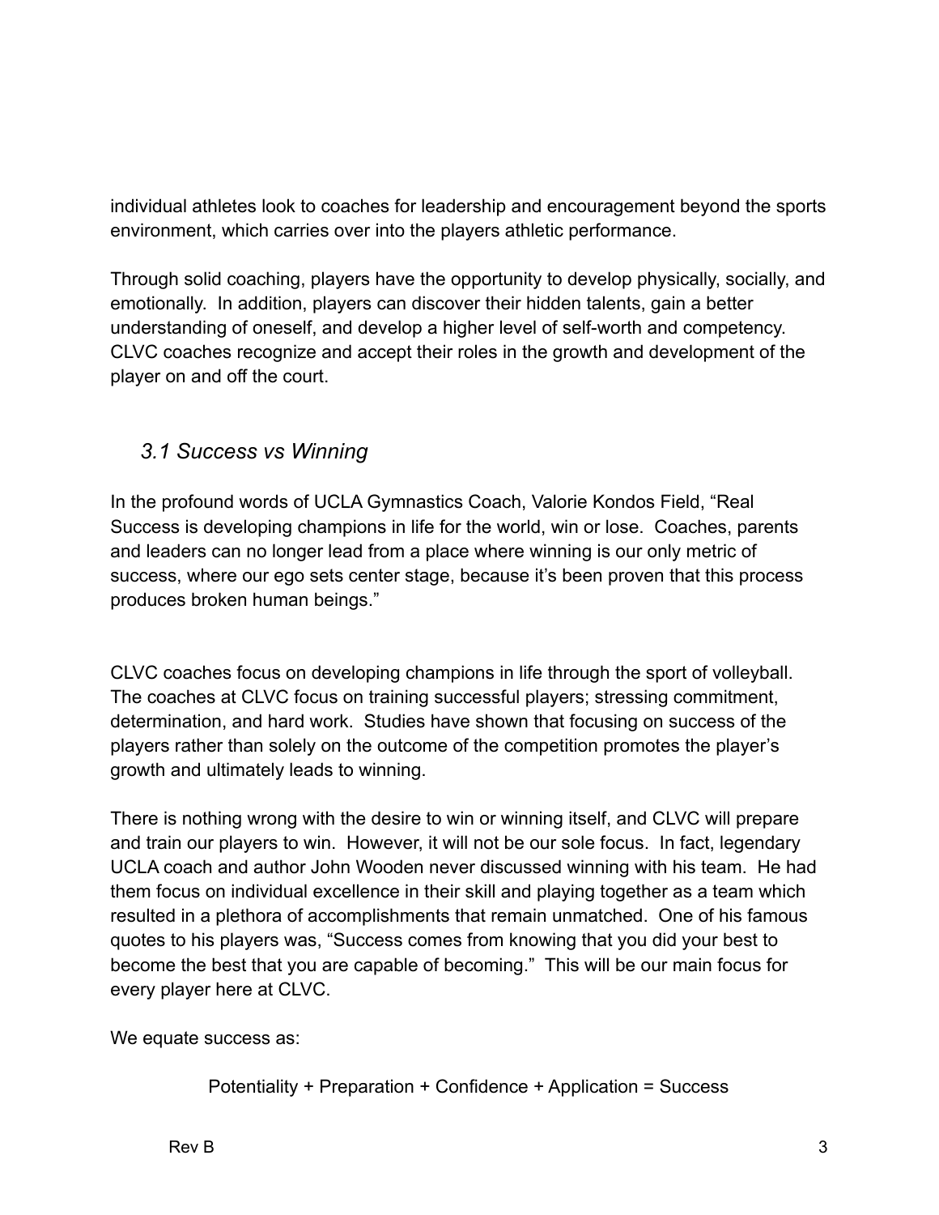individual athletes look to coaches for leadership and encouragement beyond the sports environment, which carries over into the players athletic performance.

Through solid coaching, players have the opportunity to develop physically, socially, and emotionally. In addition, players can discover their hidden talents, gain a better understanding of oneself, and develop a higher level of self-worth and competency. CLVC coaches recognize and accept their roles in the growth and development of the player on and off the court.

## *3.1 Success vs Winning*

In the profound words of UCLA Gymnastics Coach, Valorie Kondos Field, "Real Success is developing champions in life for the world, win or lose. Coaches, parents and leaders can no longer lead from a place where winning is our only metric of success, where our ego sets center stage, because it's been proven that this process produces broken human beings."

CLVC coaches focus on developing champions in life through the sport of volleyball. The coaches at CLVC focus on training successful players; stressing commitment, determination, and hard work. Studies have shown that focusing on success of the players rather than solely on the outcome of the competition promotes the player's growth and ultimately leads to winning.

There is nothing wrong with the desire to win or winning itself, and CLVC will prepare and train our players to win. However, it will not be our sole focus. In fact, legendary UCLA coach and author John Wooden never discussed winning with his team. He had them focus on individual excellence in their skill and playing together as a team which resulted in a plethora of accomplishments that remain unmatched. One of his famous quotes to his players was, "Success comes from knowing that you did your best to become the best that you are capable of becoming." This will be our main focus for every player here at CLVC.

We equate success as:

Potentiality + Preparation + Confidence + Application = Success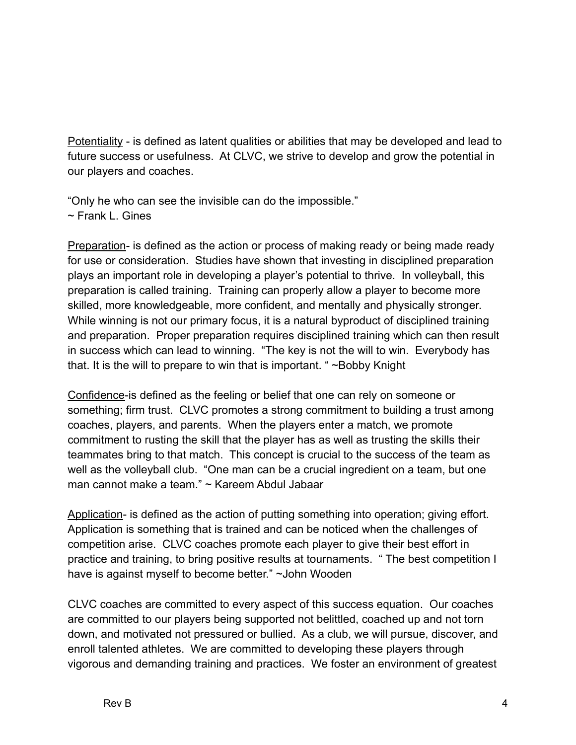Potentiality - is defined as latent qualities or abilities that may be developed and lead to future success or usefulness. At CLVC, we strive to develop and grow the potential in our players and coaches.

"Only he who can see the invisible can do the impossible."
~ Frank L. Gines

Preparation- is defined as the action or process of making ready or being made ready for use or consideration. Studies have shown that investing in disciplined preparation plays an important role in developing a player's potential to thrive. In volleyball, this preparation is called training. Training can properly allow a player to become more skilled, more knowledgeable, more confident, and mentally and physically stronger. While winning is not our primary focus, it is a natural byproduct of disciplined training and preparation. Proper preparation requires disciplined training which can then result in success which can lead to winning. "The key is not the will to win. Everybody has that. It is the will to prepare to win that is important. " ~Bobby Knight

Confidence-is defined as the feeling or belief that one can rely on someone or something; firm trust. CLVC promotes a strong commitment to building a trust among coaches, players, and parents. When the players enter a match, we promote commitment to rusting the skill that the player has as well as trusting the skills their teammates bring to that match. This concept is crucial to the success of the team as well as the volleyball club. "One man can be a crucial ingredient on a team, but one man cannot make a team." ~ Kareem Abdul Jabaar

Application- is defined as the action of putting something into operation; giving effort. Application is something that is trained and can be noticed when the challenges of competition arise. CLVC coaches promote each player to give their best effort in practice and training, to bring positive results at tournaments. " The best competition I have is against myself to become better." ~John Wooden

CLVC coaches are committed to every aspect of this success equation. Our coaches are committed to our players being supported not belittled, coached up and not torn down, and motivated not pressured or bullied. As a club, we will pursue, discover, and enroll talented athletes. We are committed to developing these players through vigorous and demanding training and practices. We foster an environment of greatest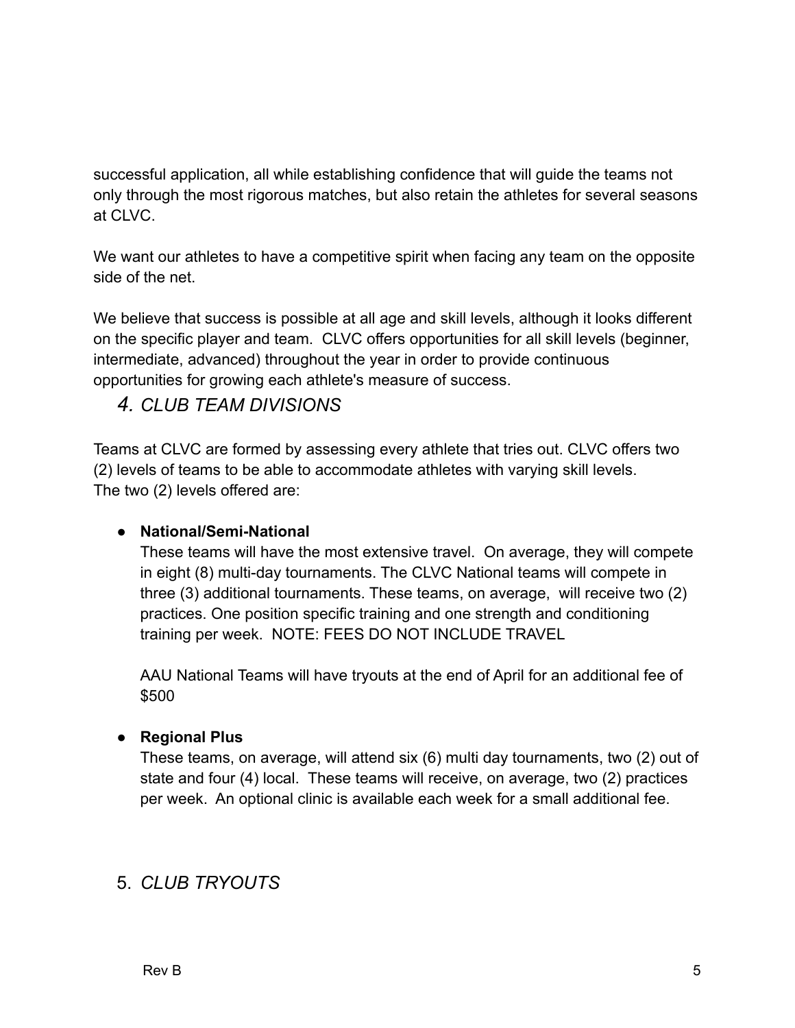successful application, all while establishing confidence that will guide the teams not only through the most rigorous matches, but also retain the athletes for several seasons at CLVC.

We want our athletes to have a competitive spirit when facing any team on the opposite side of the net.

We believe that success is possible at all age and skill levels, although it looks different on the specific player and team. CLVC offers opportunities for all skill levels (beginner, intermediate, advanced) throughout the year in order to provide continuous opportunities for growing each athlete's measure of success.

## 4. *CLUB TEAM DIVISIONS*

Teams at CLVC are formed by assessing every athlete that tries out. CLVC offers two (2) levels of teams to be able to accommodate athletes with varying skill levels.
The two (2) levels offered are:

- **National/Semi-National**
  These teams will have the most extensive travel. On average, they will compete in eight (8) multi-day tournaments. The CLVC National teams will compete in three (3) additional tournaments. These teams, on average, will receive two (2) practices. One position specific training and one strength and conditioning training per week. NOTE: FEES DO NOT INCLUDE TRAVEL

  AAU National Teams will have tryouts at the end of April for an additional fee of $500

- **Regional Plus**
  These teams, on average, will attend six (6) multi day tournaments, two (2) out of state and four (4) local. These teams will receive, on average, two (2) practices per week. An optional clinic is available each week for a small additional fee.

## 5. *CLUB TRYOUTS*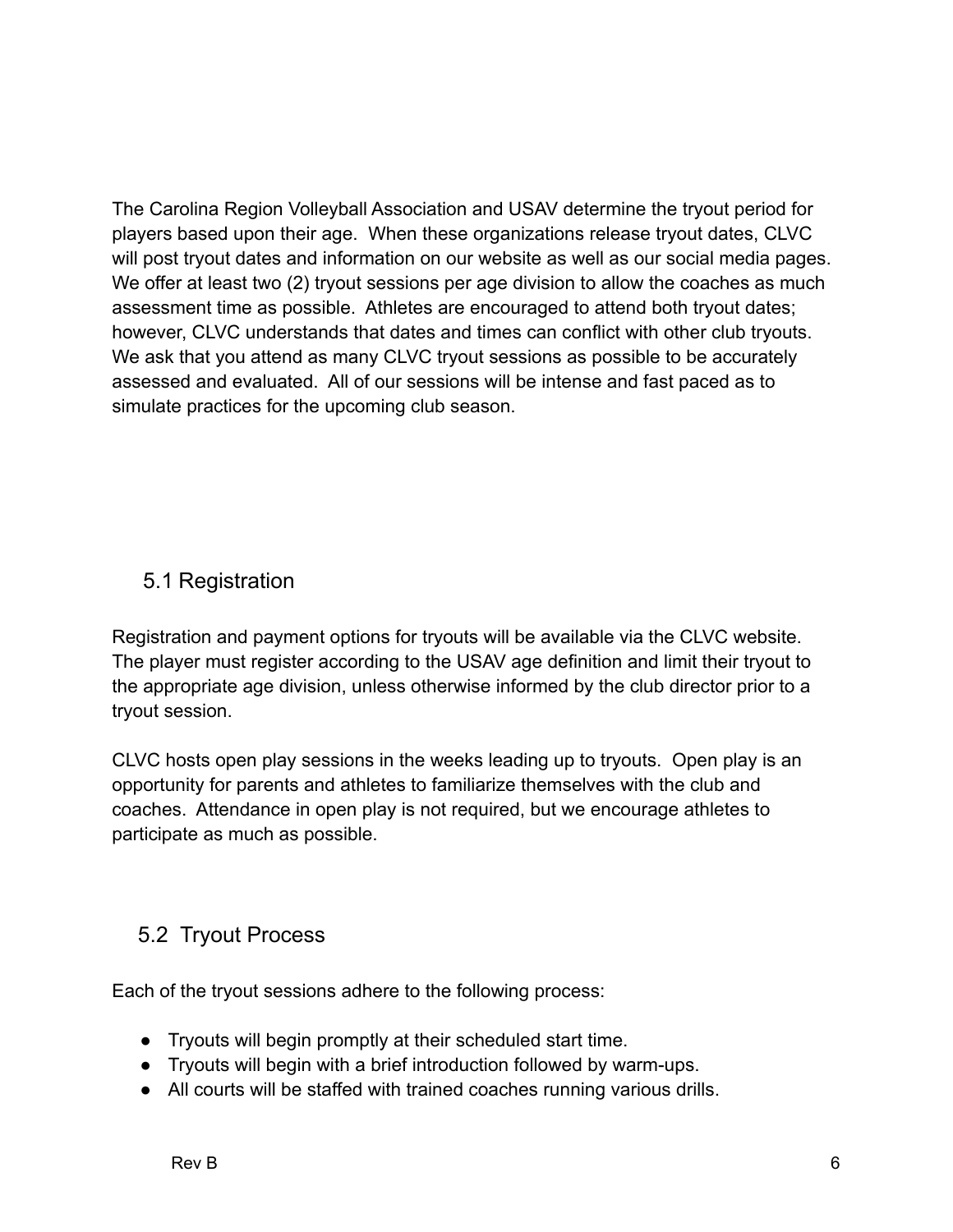The Carolina Region Volleyball Association and USAV determine the tryout period for players based upon their age. When these organizations release tryout dates, CLVC will post tryout dates and information on our website as well as our social media pages. We offer at least two (2) tryout sessions per age division to allow the coaches as much assessment time as possible. Athletes are encouraged to attend both tryout dates; however, CLVC understands that dates and times can conflict with other club tryouts. We ask that you attend as many CLVC tryout sessions as possible to be accurately assessed and evaluated. All of our sessions will be intense and fast paced as to simulate practices for the upcoming club season.

## 5.1 Registration

Registration and payment options for tryouts will be available via the CLVC website. The player must register according to the USAV age definition and limit their tryout to the appropriate age division, unless otherwise informed by the club director prior to a tryout session.

CLVC hosts open play sessions in the weeks leading up to tryouts. Open play is an opportunity for parents and athletes to familiarize themselves with the club and coaches. Attendance in open play is not required, but we encourage athletes to participate as much as possible.

## 5.2 Tryout Process

Each of the tryout sessions adhere to the following process:

- Tryouts will begin promptly at their scheduled start time.
- Tryouts will begin with a brief introduction followed by warm-ups.
- All courts will be staffed with trained coaches running various drills.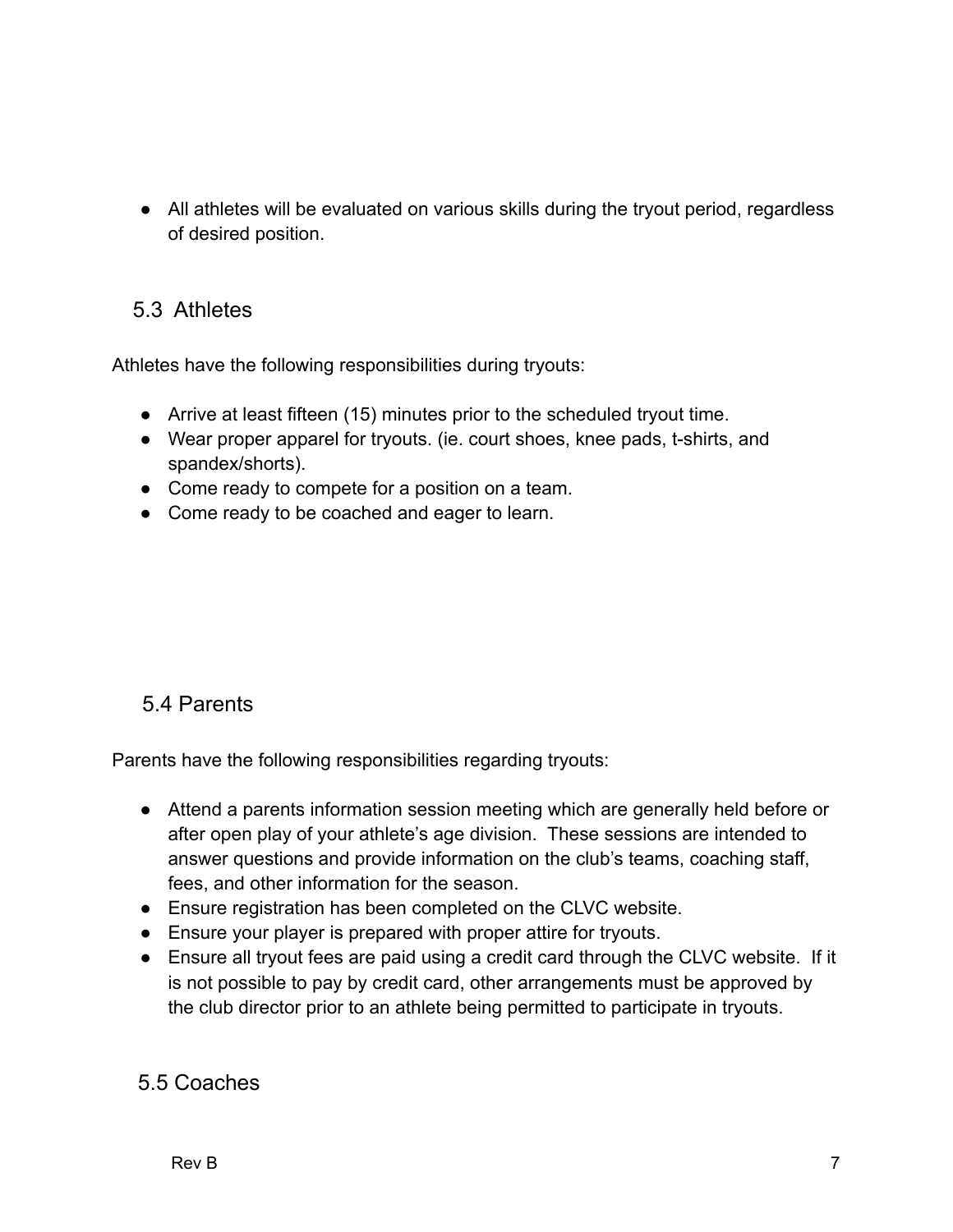- All athletes will be evaluated on various skills during the tryout period, regardless of desired position.

## 5.3 Athletes

Athletes have the following responsibilities during tryouts:

- Arrive at least fifteen (15) minutes prior to the scheduled tryout time.
- Wear proper apparel for tryouts. (ie. court shoes, knee pads, t-shirts, and spandex/shorts).
- Come ready to compete for a position on a team.
- Come ready to be coached and eager to learn.

## 5.4 Parents

Parents have the following responsibilities regarding tryouts:

- Attend a parents information session meeting which are generally held before or after open play of your athlete's age division. These sessions are intended to answer questions and provide information on the club's teams, coaching staff, fees, and other information for the season.
- Ensure registration has been completed on the CLVC website.
- Ensure your player is prepared with proper attire for tryouts.
- Ensure all tryout fees are paid using a credit card through the CLVC website. If it is not possible to pay by credit card, other arrangements must be approved by the club director prior to an athlete being permitted to participate in tryouts.

## 5.5 Coaches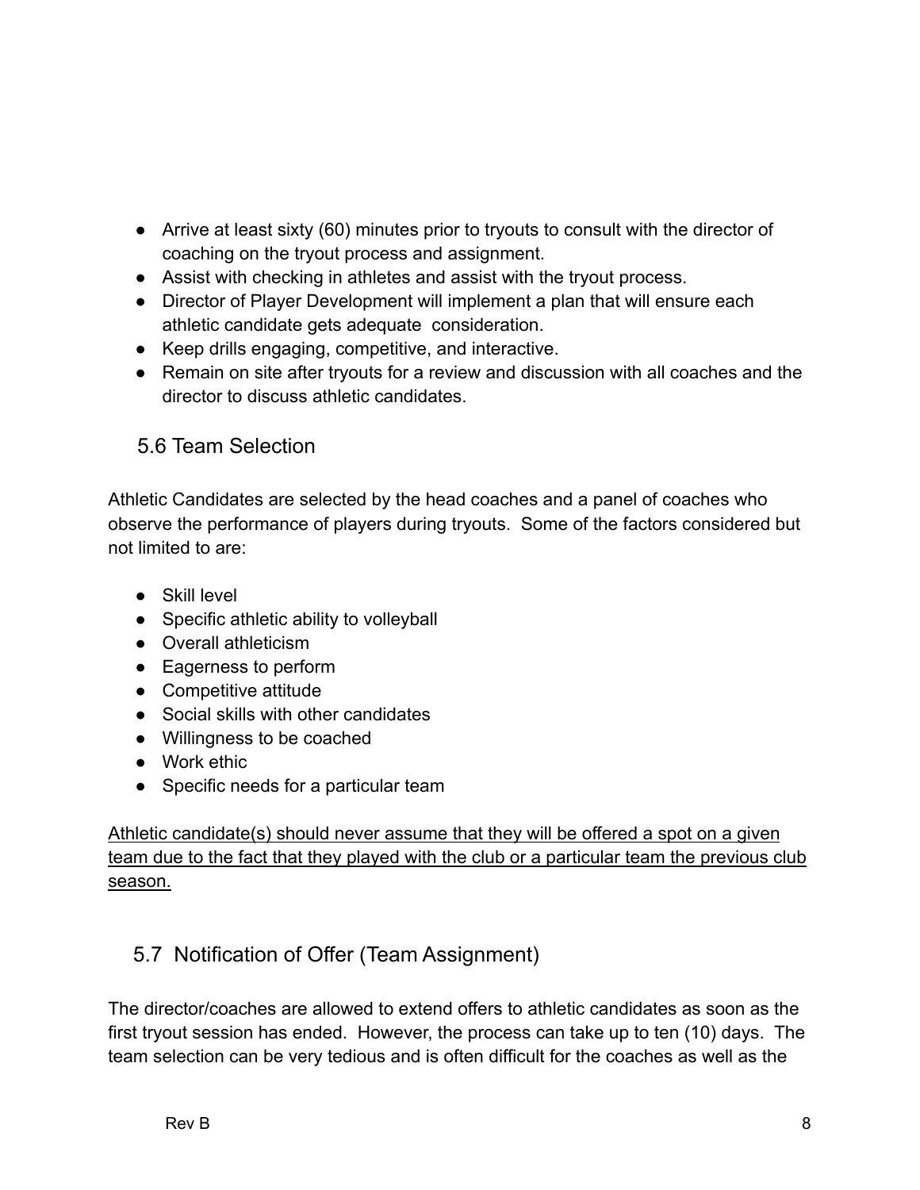- Arrive at least sixty (60) minutes prior to tryouts to consult with the director of coaching on the tryout process and assignment.
- Assist with checking in athletes and assist with the tryout process.
- Director of Player Development will implement a plan that will ensure each athletic candidate gets adequate consideration.
- Keep drills engaging, competitive, and interactive.
- Remain on site after tryouts for a review and discussion with all coaches and the director to discuss athletic candidates.

## 5.6 Team Selection

Athletic Candidates are selected by the head coaches and a panel of coaches who observe the performance of players during tryouts. Some of the factors considered but not limited to are:

- Skill level
- Specific athletic ability to volleyball
- Overall athleticism
- Eagerness to perform
- Competitive attitude
- Social skills with other candidates
- Willingness to be coached
- Work ethic
- Specific needs for a particular team

<u>Athletic candidate(s) should never assume that they will be offered a spot on a given team due to the fact that they played with the club or a particular team the previous club season.</u>

## 5.7 Notification of Offer (Team Assignment)

The director/coaches are allowed to extend offers to athletic candidates as soon as the first tryout session has ended. However, the process can take up to ten (10) days. The team selection can be very tedious and is often difficult for the coaches as well as the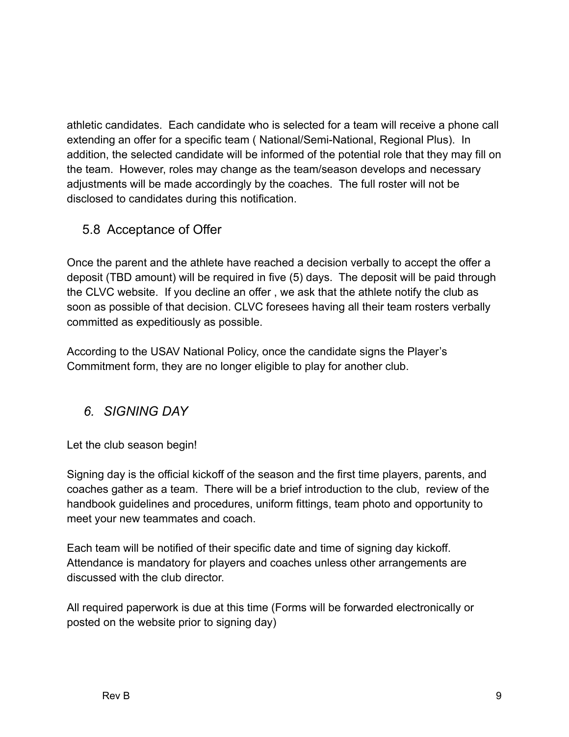athletic candidates.  Each candidate who is selected for a team will receive a phone call extending an offer for a specific team ( National/Semi-National, Regional Plus).  In addition, the selected candidate will be informed of the potential role that they may fill on the team.  However, roles may change as the team/season develops and necessary adjustments will be made accordingly by the coaches.  The full roster will not be disclosed to candidates during this notification.

### 5.8  Acceptance of Offer

Once the parent and the athlete have reached a decision verbally to accept the offer a deposit (TBD amount) will be required in five (5) days.  The deposit will be paid through the CLVC website.  If you decline an offer , we ask that the athlete notify the club as soon as possible of that decision. CLVC foresees having all their team rosters verbally committed as expeditiously as possible.

According to the USAV National Policy, once the candidate signs the Player's Commitment form, they are no longer eligible to play for another club.

## *6.  SIGNING DAY*

Let the club season begin!

Signing day is the official kickoff of the season and the first time players, parents, and coaches gather as a team.  There will be a brief introduction to the club,  review of the handbook guidelines and procedures, uniform fittings, team photo and opportunity to meet your new teammates and coach.

Each team will be notified of their specific date and time of signing day kickoff. Attendance is mandatory for players and coaches unless other arrangements are discussed with the club director.

All required paperwork is due at this time (Forms will be forwarded electronically or posted on the website prior to signing day)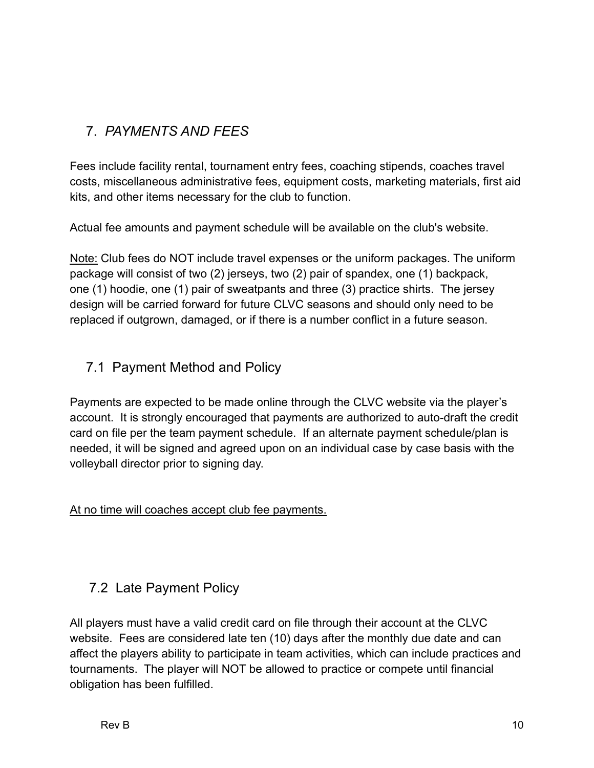## 7. *PAYMENTS AND FEES*

Fees include facility rental, tournament entry fees, coaching stipends, coaches travel costs, miscellaneous administrative fees, equipment costs, marketing materials, first aid kits, and other items necessary for the club to function.

Actual fee amounts and payment schedule will be available on the club's website.

<u>Note:</u> Club fees do NOT include travel expenses or the uniform packages. The uniform package will consist of two (2) jerseys, two (2) pair of spandex, one (1) backpack, one (1) hoodie, one (1) pair of sweatpants and three (3) practice shirts. The jersey design will be carried forward for future CLVC seasons and should only need to be replaced if outgrown, damaged, or if there is a number conflict in a future season.

### 7.1 Payment Method and Policy

Payments are expected to be made online through the CLVC website via the player's account. It is strongly encouraged that payments are authorized to auto-draft the credit card on file per the team payment schedule. If an alternate payment schedule/plan is needed, it will be signed and agreed upon on an individual case by case basis with the volleyball director prior to signing day.

<u>At no time will coaches accept club fee payments.</u>

### 7.2 Late Payment Policy

All players must have a valid credit card on file through their account at the CLVC website. Fees are considered late ten (10) days after the monthly due date and can affect the players ability to participate in team activities, which can include practices and tournaments. The player will NOT be allowed to practice or compete until financial obligation has been fulfilled.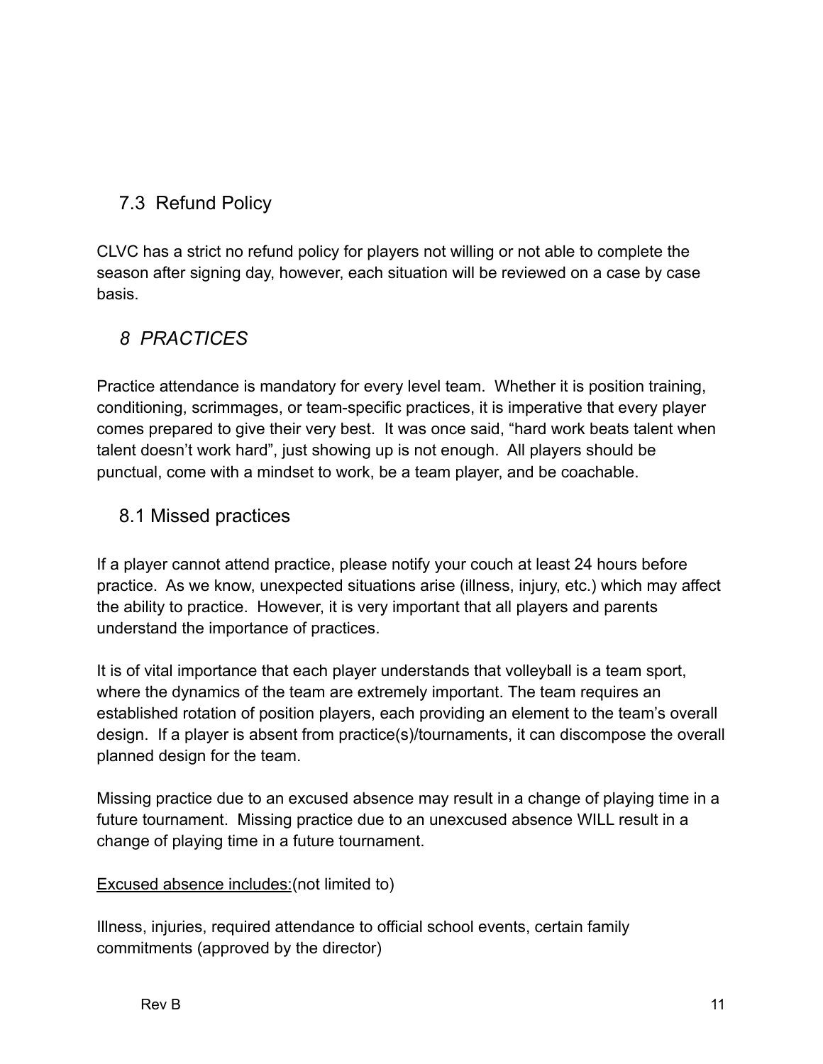## 7.3 Refund Policy

CLVC has a strict no refund policy for players not willing or not able to complete the season after signing day, however, each situation will be reviewed on a case by case basis.

# *8 PRACTICES*

Practice attendance is mandatory for every level team. Whether it is position training, conditioning, scrimmages, or team-specific practices, it is imperative that every player comes prepared to give their very best. It was once said, “hard work beats talent when talent doesn’t work hard”, just showing up is not enough. All players should be punctual, come with a mindset to work, be a team player, and be coachable.

## 8.1 Missed practices

If a player cannot attend practice, please notify your couch at least 24 hours before practice. As we know, unexpected situations arise (illness, injury, etc.) which may affect the ability to practice. However, it is very important that all players and parents understand the importance of practices.

It is of vital importance that each player understands that volleyball is a team sport, where the dynamics of the team are extremely important. The team requires an established rotation of position players, each providing an element to the team’s overall design. If a player is absent from practice(s)/tournaments, it can discompose the overall planned design for the team.

Missing practice due to an excused absence may result in a change of playing time in a future tournament. Missing practice due to an unexcused absence WILL result in a change of playing time in a future tournament.

<u>Excused absence includes:</u>(not limited to)

Illness, injuries, required attendance to official school events, certain family commitments (approved by the director)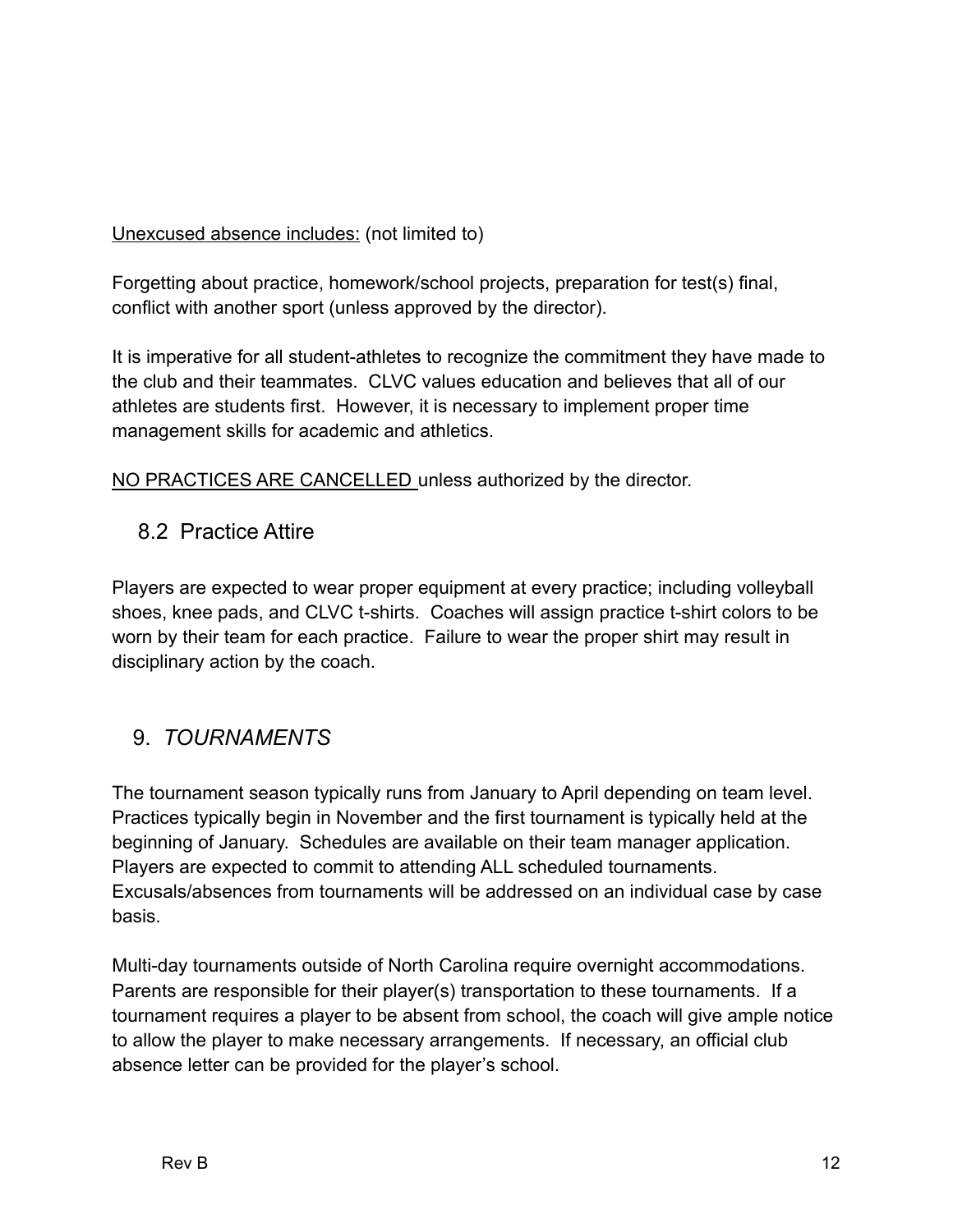<u>Unexcused absence includes:</u> (not limited to)

Forgetting about practice, homework/school projects, preparation for test(s) final, conflict with another sport (unless approved by the director).

It is imperative for all student-athletes to recognize the commitment they have made to the club and their teammates. CLVC values education and believes that all of our athletes are students first. However, it is necessary to implement proper time management skills for academic and athletics.

<u>NO PRACTICES ARE CANCELLED</u> unless authorized by the director.

### 8.2 Practice Attire

Players are expected to wear proper equipment at every practice; including volleyball shoes, knee pads, and CLVC t-shirts. Coaches will assign practice t-shirt colors to be worn by their team for each practice. Failure to wear the proper shirt may result in disciplinary action by the coach.

## 9. *TOURNAMENTS*

The tournament season typically runs from January to April depending on team level. Practices typically begin in November and the first tournament is typically held at the beginning of January. Schedules are available on their team manager application. Players are expected to commit to attending ALL scheduled tournaments. Excusals/absences from tournaments will be addressed on an individual case by case basis.

Multi-day tournaments outside of North Carolina require overnight accommodations. Parents are responsible for their player(s) transportation to these tournaments. If a tournament requires a player to be absent from school, the coach will give ample notice to allow the player to make necessary arrangements. If necessary, an official club absence letter can be provided for the player's school.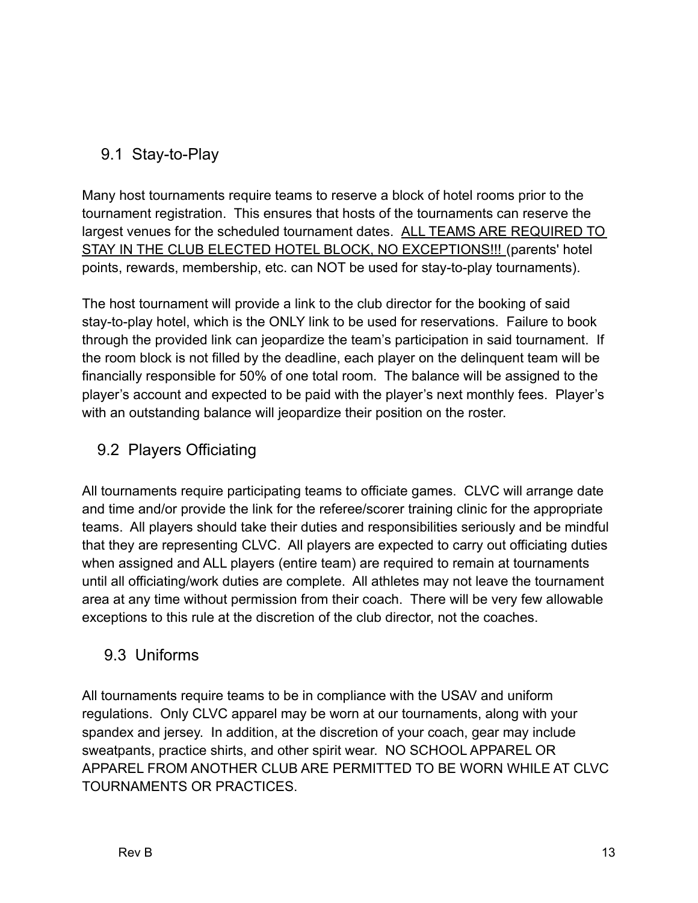## 9.1 Stay-to-Play

Many host tournaments require teams to reserve a block of hotel rooms prior to the tournament registration. This ensures that hosts of the tournaments can reserve the largest venues for the scheduled tournament dates. <u>ALL TEAMS ARE REQUIRED TO STAY IN THE CLUB ELECTED HOTEL BLOCK, NO EXCEPTIONS!!!</u> (parents' hotel points, rewards, membership, etc. can NOT be used for stay-to-play tournaments).

The host tournament will provide a link to the club director for the booking of said stay-to-play hotel, which is the ONLY link to be used for reservations. Failure to book through the provided link can jeopardize the team's participation in said tournament. If the room block is not filled by the deadline, each player on the delinquent team will be financially responsible for 50% of one total room. The balance will be assigned to the player's account and expected to be paid with the player's next monthly fees. Player's with an outstanding balance will jeopardize their position on the roster.

## 9.2 Players Officiating

All tournaments require participating teams to officiate games. CLVC will arrange date and time and/or provide the link for the referee/scorer training clinic for the appropriate teams. All players should take their duties and responsibilities seriously and be mindful that they are representing CLVC. All players are expected to carry out officiating duties when assigned and ALL players (entire team) are required to remain at tournaments until all officiating/work duties are complete. All athletes may not leave the tournament area at any time without permission from their coach. There will be very few allowable exceptions to this rule at the discretion of the club director, not the coaches.

## 9.3 Uniforms

All tournaments require teams to be in compliance with the USAV and uniform regulations. Only CLVC apparel may be worn at our tournaments, along with your spandex and jersey. In addition, at the discretion of your coach, gear may include sweatpants, practice shirts, and other spirit wear. NO SCHOOL APPAREL OR APPAREL FROM ANOTHER CLUB ARE PERMITTED TO BE WORN WHILE AT CLVC TOURNAMENTS OR PRACTICES.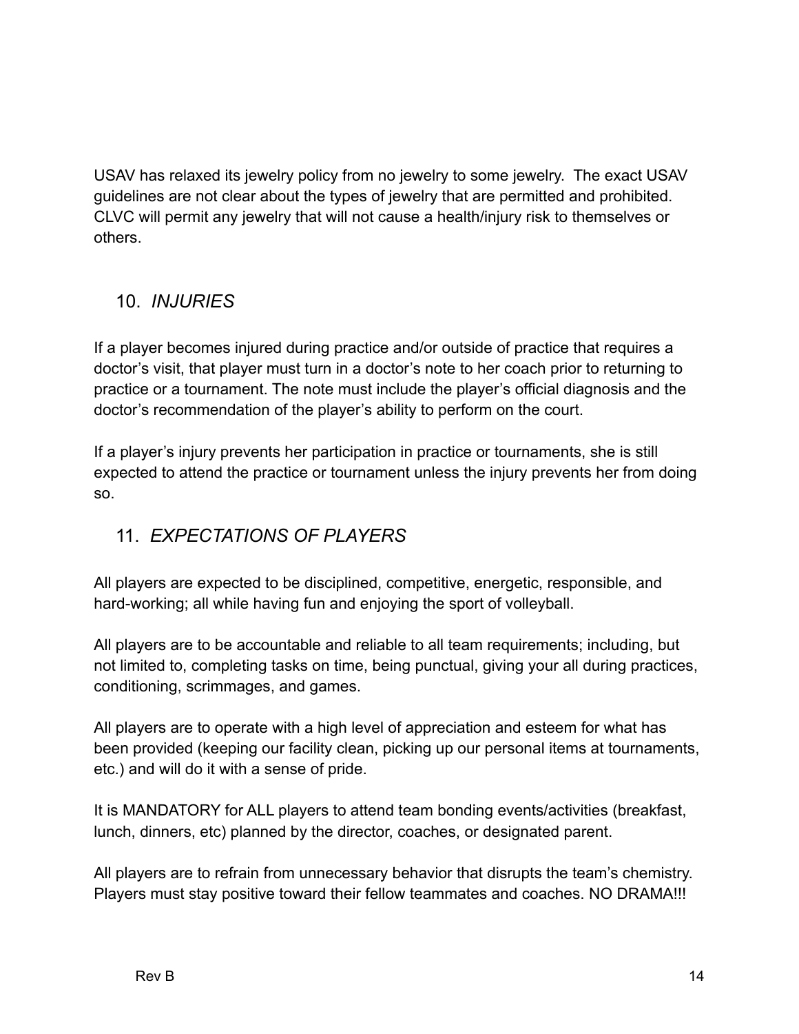USAV has relaxed its jewelry policy from no jewelry to some jewelry. The exact USAV guidelines are not clear about the types of jewelry that are permitted and prohibited. CLVC will permit any jewelry that will not cause a health/injury risk to themselves or others.

## 10. *INJURIES*

If a player becomes injured during practice and/or outside of practice that requires a doctor's visit, that player must turn in a doctor's note to her coach prior to returning to practice or a tournament. The note must include the player's official diagnosis and the doctor's recommendation of the player's ability to perform on the court.

If a player's injury prevents her participation in practice or tournaments, she is still expected to attend the practice or tournament unless the injury prevents her from doing so.

## 11. *EXPECTATIONS OF PLAYERS*

All players are expected to be disciplined, competitive, energetic, responsible, and hard-working; all while having fun and enjoying the sport of volleyball.

All players are to be accountable and reliable to all team requirements; including, but not limited to, completing tasks on time, being punctual, giving your all during practices, conditioning, scrimmages, and games.

All players are to operate with a high level of appreciation and esteem for what has been provided (keeping our facility clean, picking up our personal items at tournaments, etc.) and will do it with a sense of pride.

It is MANDATORY for ALL players to attend team bonding events/activities (breakfast, lunch, dinners, etc) planned by the director, coaches, or designated parent.

All players are to refrain from unnecessary behavior that disrupts the team's chemistry. Players must stay positive toward their fellow teammates and coaches. NO DRAMA!!!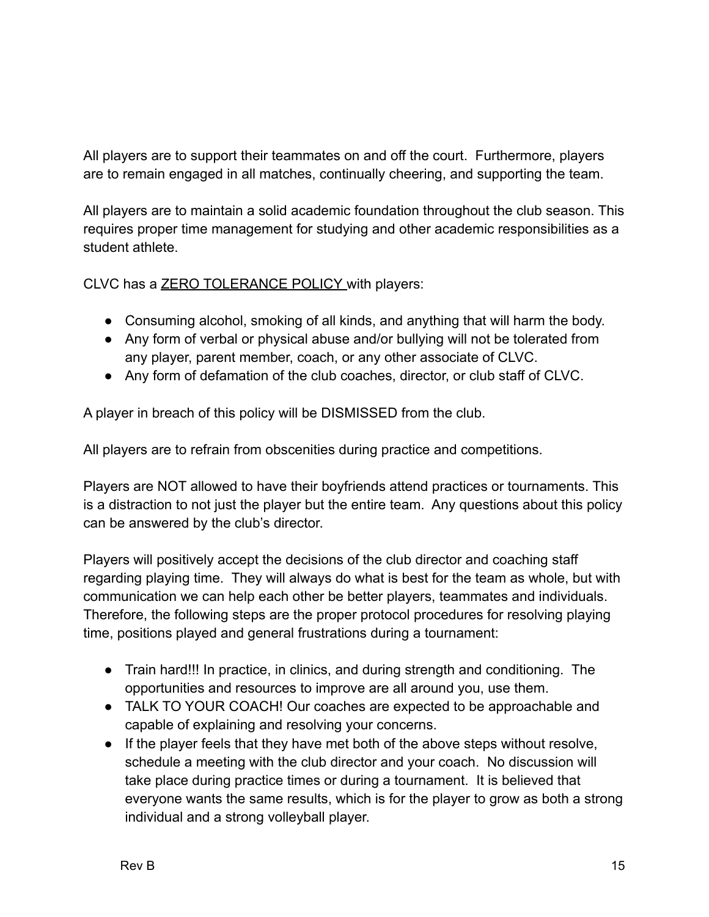All players are to support their teammates on and off the court.  Furthermore, players are to remain engaged in all matches, continually cheering, and supporting the team.

All players are to maintain a solid academic foundation throughout the club season. This requires proper time management for studying and other academic responsibilities as a student athlete.

CLVC has a <u>ZERO TOLERANCE POLICY</u> with players:

- Consuming alcohol, smoking of all kinds, and anything that will harm the body.
- Any form of verbal or physical abuse and/or bullying will not be tolerated from any player, parent member, coach, or any other associate of CLVC.
- Any form of defamation of the club coaches, director, or club staff of CLVC.

A player in breach of this policy will be DISMISSED from the club.

All players are to refrain from obscenities during practice and competitions.

Players are NOT allowed to have their boyfriends attend practices or tournaments. This is a distraction to not just the player but the entire team.  Any questions about this policy can be answered by the club's director.

Players will positively accept the decisions of the club director and coaching staff regarding playing time.  They will always do what is best for the team as whole, but with communication we can help each other be better players, teammates and individuals. Therefore, the following steps are the proper protocol procedures for resolving playing time, positions played and general frustrations during a tournament:

- Train hard!!! In practice, in clinics, and during strength and conditioning.  The opportunities and resources to improve are all around you, use them.
- TALK TO YOUR COACH! Our coaches are expected to be approachable and capable of explaining and resolving your concerns.
- If the player feels that they have met both of the above steps without resolve, schedule a meeting with the club director and your coach.  No discussion will take place during practice times or during a tournament.  It is believed that everyone wants the same results, which is for the player to grow as both a strong individual and a strong volleyball player.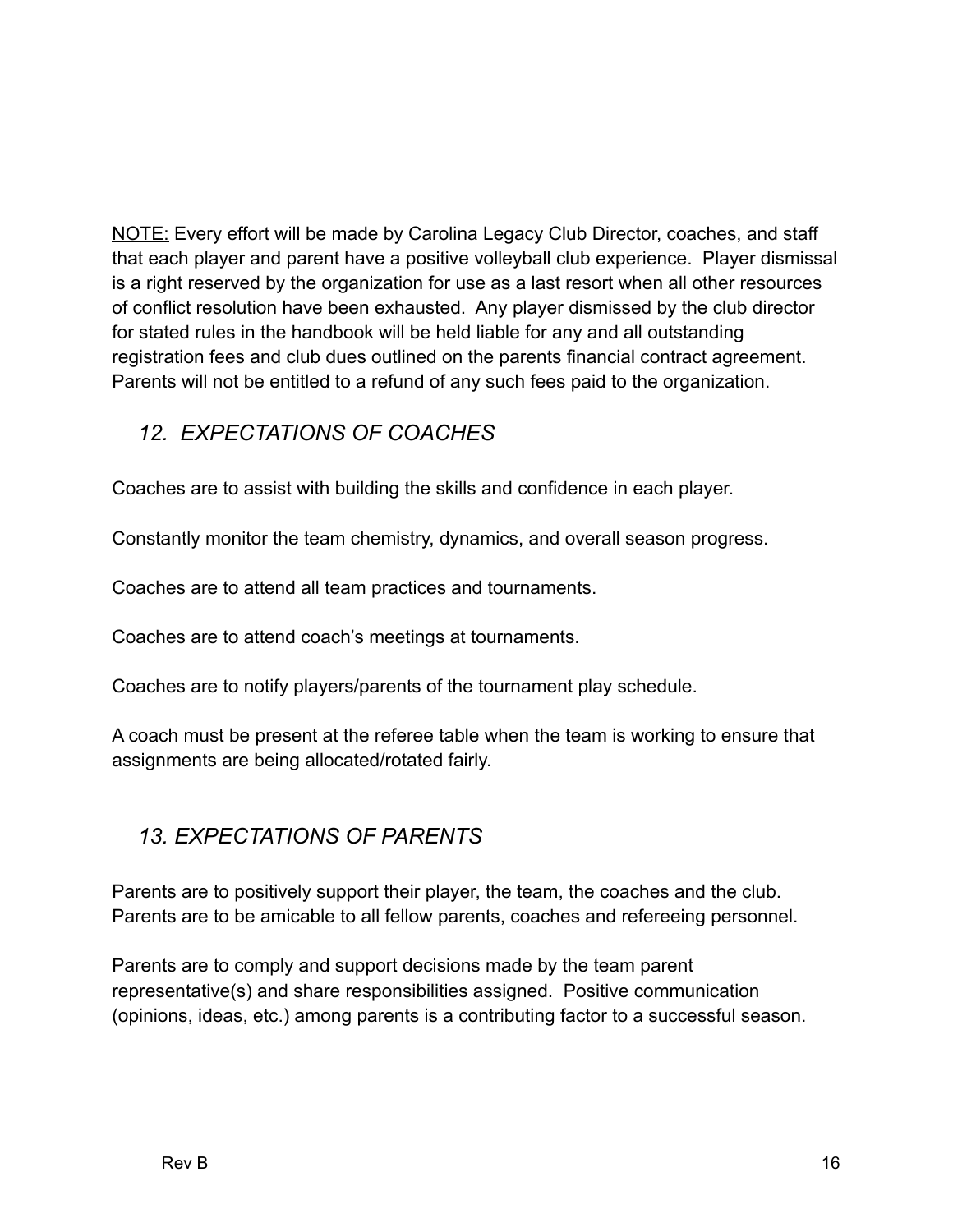<u>NOTE:</u> Every effort will be made by Carolina Legacy Club Director, coaches, and staff that each player and parent have a positive volleyball club experience. Player dismissal is a right reserved by the organization for use as a last resort when all other resources of conflict resolution have been exhausted. Any player dismissed by the club director for stated rules in the handbook will be held liable for any and all outstanding registration fees and club dues outlined on the parents financial contract agreement. Parents will not be entitled to a refund of any such fees paid to the organization.

## *12. EXPECTATIONS OF COACHES*

Coaches are to assist with building the skills and confidence in each player.

Constantly monitor the team chemistry, dynamics, and overall season progress.

Coaches are to attend all team practices and tournaments.

Coaches are to attend coach's meetings at tournaments.

Coaches are to notify players/parents of the tournament play schedule.

A coach must be present at the referee table when the team is working to ensure that assignments are being allocated/rotated fairly.

## *13. EXPECTATIONS OF PARENTS*

Parents are to positively support their player, the team, the coaches and the club. Parents are to be amicable to all fellow parents, coaches and refereeing personnel.

Parents are to comply and support decisions made by the team parent representative(s) and share responsibilities assigned. Positive communication (opinions, ideas, etc.) among parents is a contributing factor to a successful season.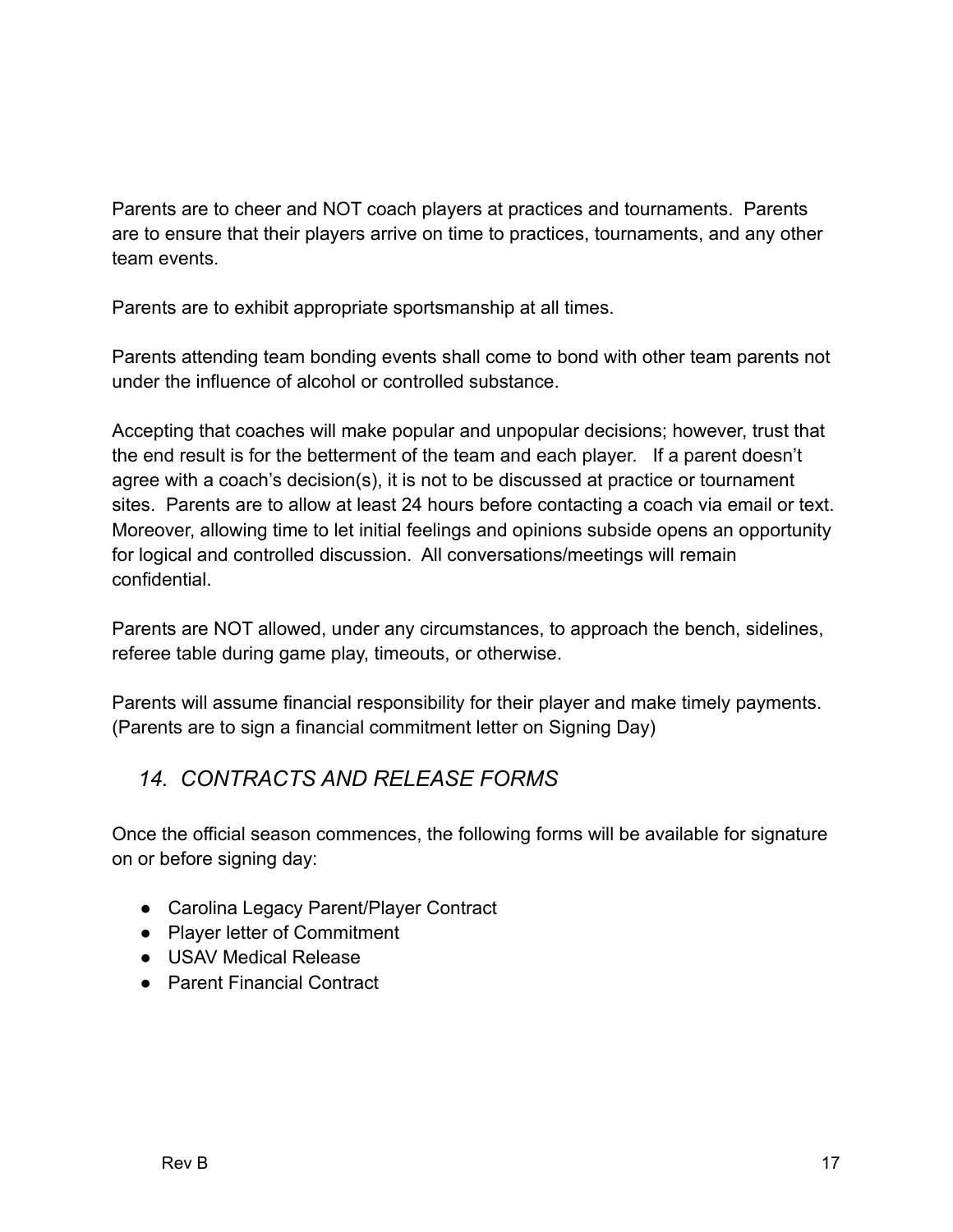Parents are to cheer and NOT coach players at practices and tournaments. Parents are to ensure that their players arrive on time to practices, tournaments, and any other team events.

Parents are to exhibit appropriate sportsmanship at all times.

Parents attending team bonding events shall come to bond with other team parents not under the influence of alcohol or controlled substance.

Accepting that coaches will make popular and unpopular decisions; however, trust that the end result is for the betterment of the team and each player. If a parent doesn't agree with a coach's decision(s), it is not to be discussed at practice or tournament sites. Parents are to allow at least 24 hours before contacting a coach via email or text. Moreover, allowing time to let initial feelings and opinions subside opens an opportunity for logical and controlled discussion. All conversations/meetings will remain confidential.

Parents are NOT allowed, under any circumstances, to approach the bench, sidelines, referee table during game play, timeouts, or otherwise.

Parents will assume financial responsibility for their player and make timely payments. (Parents are to sign a financial commitment letter on Signing Day)

## *14. CONTRACTS AND RELEASE FORMS*

Once the official season commences, the following forms will be available for signature on or before signing day:

- Carolina Legacy Parent/Player Contract
- Player letter of Commitment
- USAV Medical Release
- Parent Financial Contract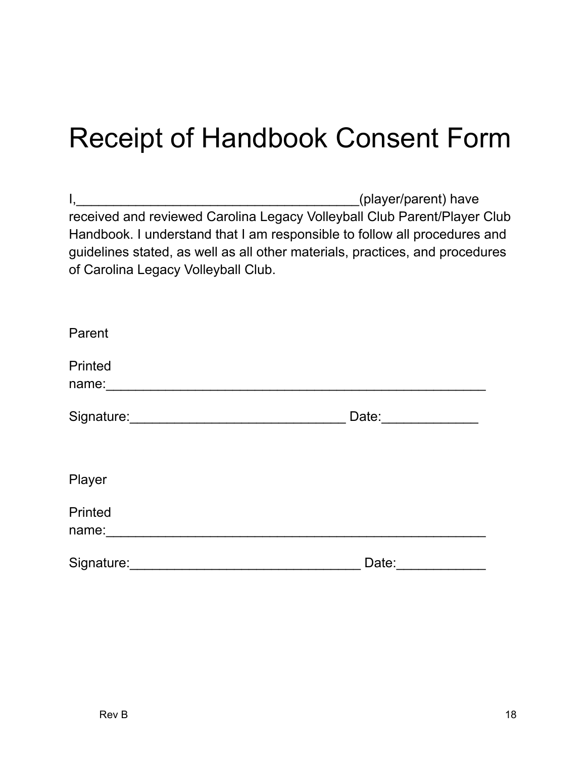# Receipt of Handbook Consent Form

I,______________________________________(player/parent) have received and reviewed Carolina Legacy Volleyball Club Parent/Player Club Handbook. I understand that I am responsible to follow all procedures and guidelines stated, as well as all other materials, practices, and procedures of Carolina Legacy Volleyball Club.

Parent

Printed name:_____________________________________________________

Signature:______________________________ Date:_____________

Player

Printed name:_____________________________________________________

Signature:________________________________ Date:____________

Rev B